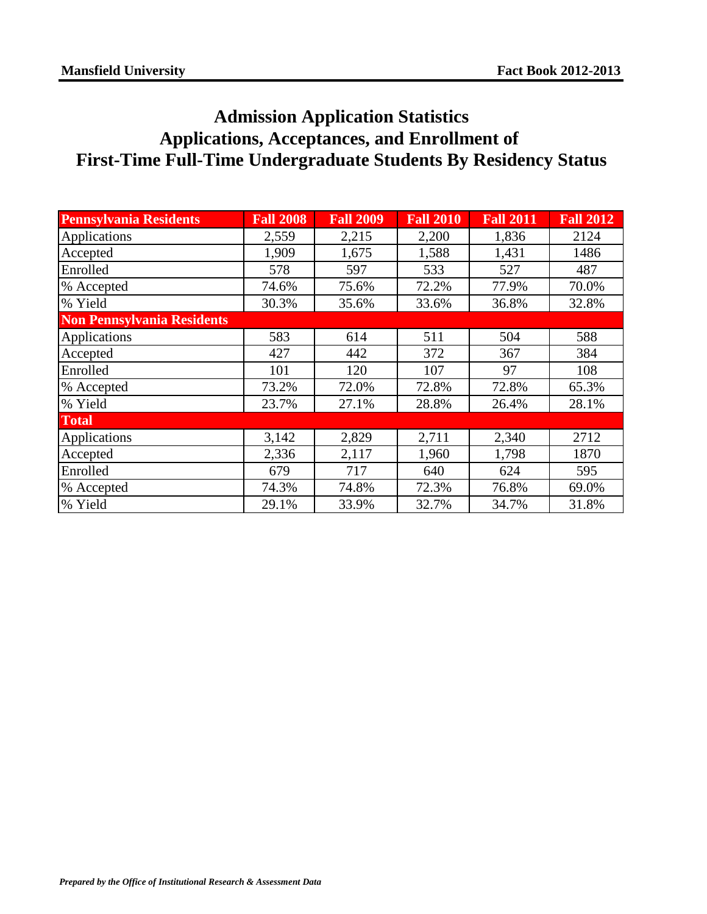# Admission Application Statistics
# Applications, Acceptances, and Enrollment of First-Time Full-Time Undergraduate Students By Residency Status

| Pennsylvania Residents | Fall 2008 | Fall 2009 | Fall 2010 | Fall 2011 | Fall 2012 |
|---|---|---|---|---|---|
| Applications | 2,559 | 2,215 | 2,200 | 1,836 | 2124 |
| Accepted | 1,909 | 1,675 | 1,588 | 1,431 | 1486 |
| Enrolled | 578 | 597 | 533 | 527 | 487 |
| % Accepted | 74.6% | 75.6% | 72.2% | 77.9% | 70.0% |
| % Yield | 30.3% | 35.6% | 33.6% | 36.8% | 32.8% |
| **Non Pennsylvania Residents** | | | | | |
| Applications | 583 | 614 | 511 | 504 | 588 |
| Accepted | 427 | 442 | 372 | 367 | 384 |
| Enrolled | 101 | 120 | 107 | 97 | 108 |
| % Accepted | 73.2% | 72.0% | 72.8% | 72.8% | 65.3% |
| % Yield | 23.7% | 27.1% | 28.8% | 26.4% | 28.1% |
| **Total** | | | | | |
| Applications | 3,142 | 2,829 | 2,711 | 2,340 | 2712 |
| Accepted | 2,336 | 2,117 | 1,960 | 1,798 | 1870 |
| Enrolled | 679 | 717 | 640 | 624 | 595 |
| % Accepted | 74.3% | 74.8% | 72.3% | 76.8% | 69.0% |
| % Yield | 29.1% | 33.9% | 32.7% | 34.7% | 31.8% |

*Prepared by the Office of Institutional Research & Assessment Data*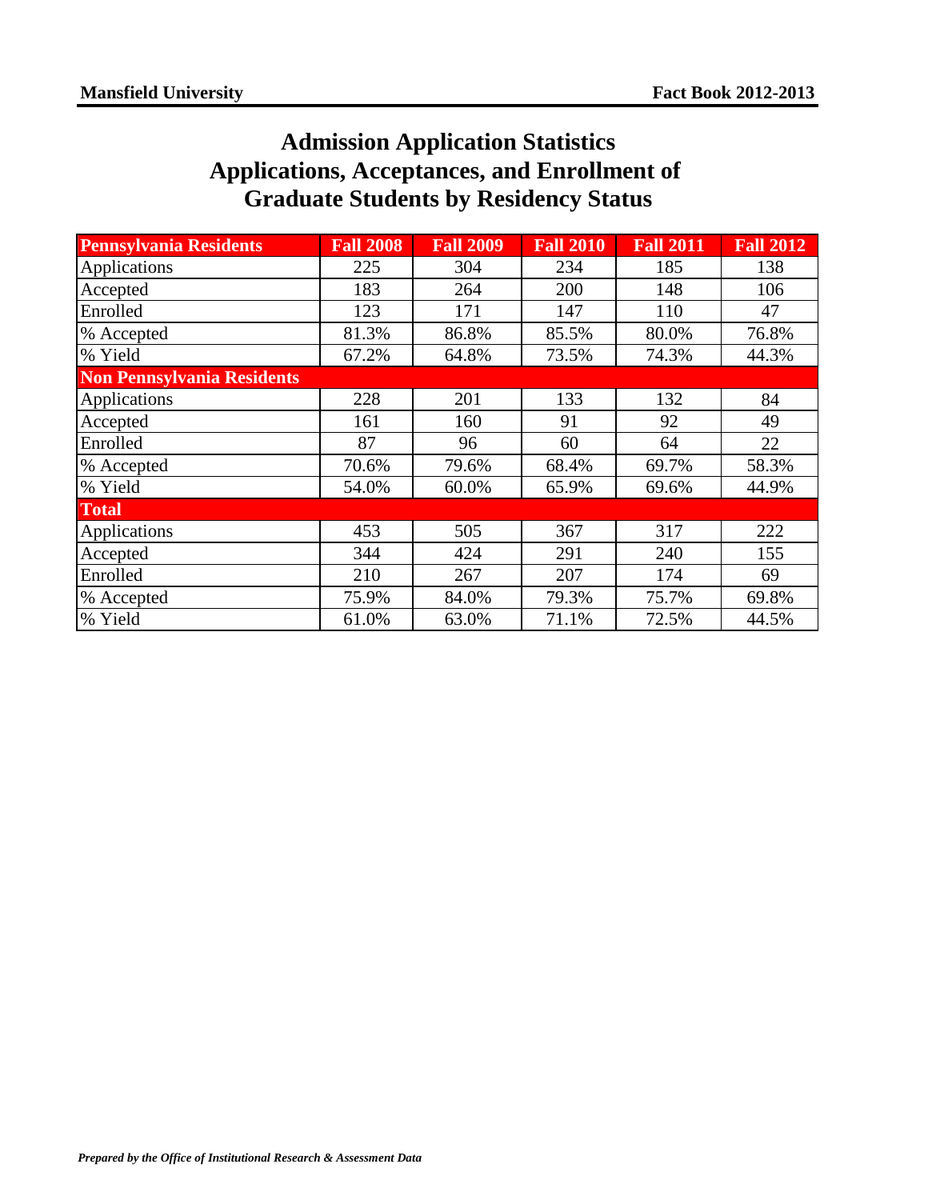# Admission Application Statistics
# Applications, Acceptances, and Enrollment of Graduate Students by Residency Status

| Pennsylvania Residents | Fall 2008 | Fall 2009 | Fall 2010 | Fall 2011 | Fall 2012 |
|---|---|---|---|---|---|
| Applications | 225 | 304 | 234 | 185 | 138 |
| Accepted | 183 | 264 | 200 | 148 | 106 |
| Enrolled | 123 | 171 | 147 | 110 | 47 |
| % Accepted | 81.3% | 86.8% | 85.5% | 80.0% | 76.8% |
| % Yield | 67.2% | 64.8% | 73.5% | 74.3% | 44.3% |
| **Non Pennsylvania Residents** | | | | | |
| Applications | 228 | 201 | 133 | 132 | 84 |
| Accepted | 161 | 160 | 91 | 92 | 49 |
| Enrolled | 87 | 96 | 60 | 64 | 22 |
| % Accepted | 70.6% | 79.6% | 68.4% | 69.7% | 58.3% |
| % Yield | 54.0% | 60.0% | 65.9% | 69.6% | 44.9% |
| **Total** | | | | | |
| Applications | 453 | 505 | 367 | 317 | 222 |
| Accepted | 344 | 424 | 291 | 240 | 155 |
| Enrolled | 210 | 267 | 207 | 174 | 69 |
| % Accepted | 75.9% | 84.0% | 79.3% | 75.7% | 69.8% |
| % Yield | 61.0% | 63.0% | 71.1% | 72.5% | 44.5% |

*Prepared by the Office of Institutional Research & Assessment Data*